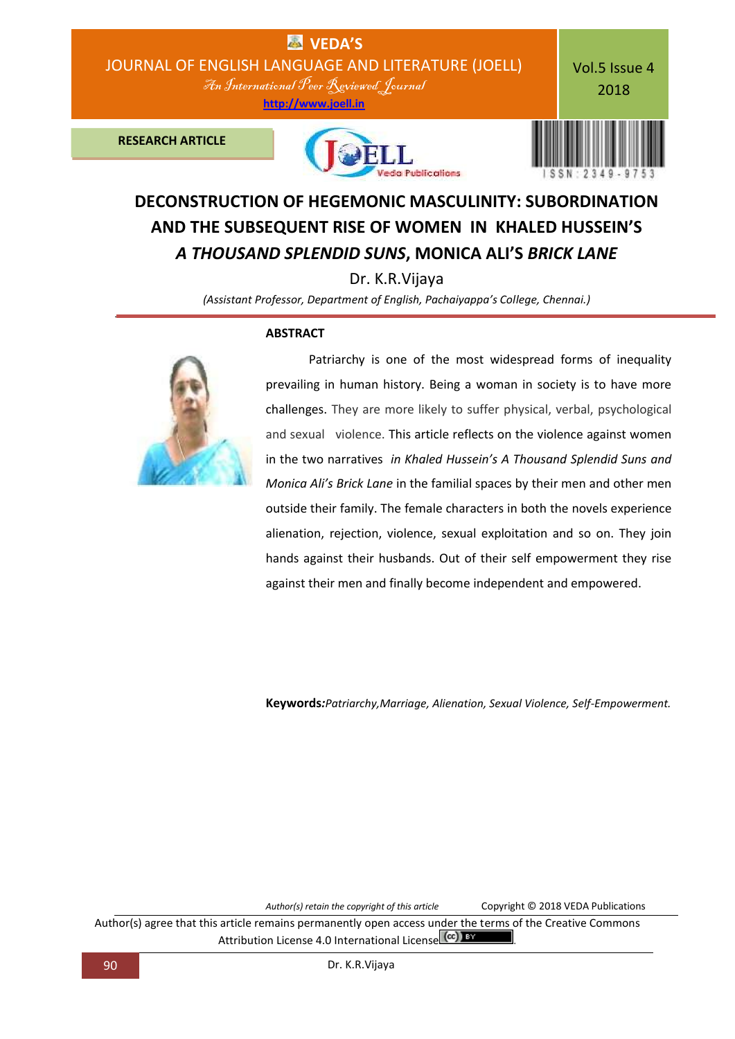RESEARCH ARTICLE

# DECONSTRUCTION OF HEGEMONIC MASCULINITY: SUBORDINATION AND THE SUBSEQUENT RISE OF WOMEN IN KHALED HUSSEIN'S *A THOUSAND SPLENDID SUNS*, MONICA ALI'S *BRICK LANE*

Dr. K.R.Vijaya

*(Assistant Professor, Department of English, Pachaiyappa's College, Chennai.)*

## ABSTRACT

Patriarchy is one of the most widespread forms of inequality prevailing in human history. Being a woman in society is to have more challenges. They are more likely to suffer physical, verbal, psychological and sexual violence. This article reflects on the violence against women in the two narratives *in Khaled Hussein's A Thousand Splendid Suns and Monica Ali's Brick Lane* in the familial spaces by their men and other men outside their family. The female characters in both the novels experience alienation, rejection, violence, sexual exploitation and so on. They join hands against their husbands. Out of their self empowerment they rise against their men and finally become independent and empowered.

**Keywords:** *Patriarchy, Marriage, Alienation, Sexual Violence, Self-Empowerment.*

*Author(s) retain the copyright of this article* Copyright © 2018 VEDA Publications

Author(s) agree that this article remains permanently open access under the terms of the Creative Commons Attribution License 4.0 International License.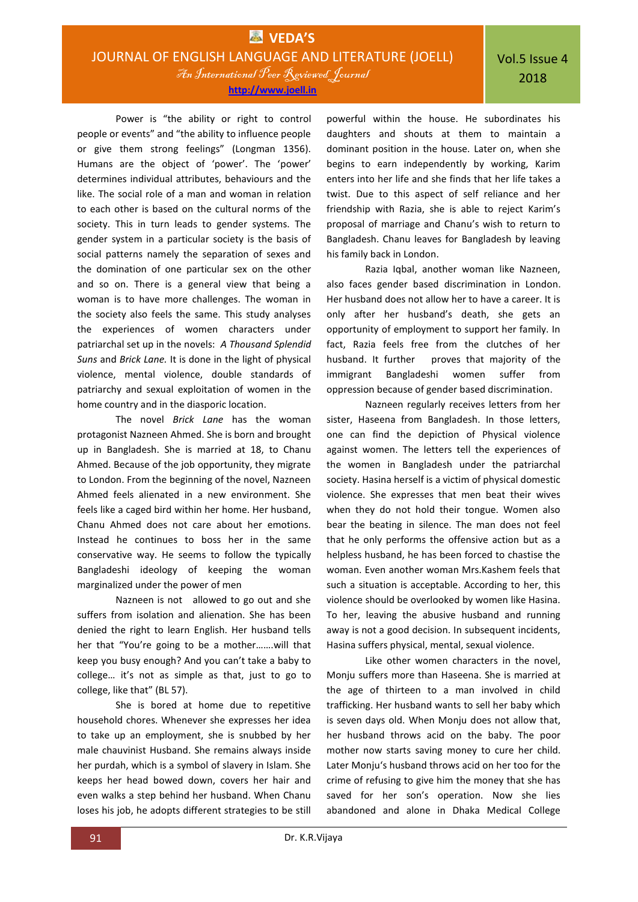Power is "the ability or right to control people or events" and "the ability to influence people or give them strong feelings" (Longman 1356). Humans are the object of 'power'. The 'power' determines individual attributes, behaviours and the like. The social role of a man and woman in relation to each other is based on the cultural norms of the society. This in turn leads to gender systems. The gender system in a particular society is the basis of social patterns namely the separation of sexes and the domination of one particular sex on the other and so on. There is a general view that being a woman is to have more challenges. The woman in the society also feels the same. This study analyses the experiences of women characters under patriarchal set up in the novels: *A Thousand Splendid Suns* and *Brick Lane.* It is done in the light of physical violence, mental violence, double standards of patriarchy and sexual exploitation of women in the home country and in the diasporic location.

The novel *Brick Lane* has the woman protagonist Nazneen Ahmed. She is born and brought up in Bangladesh. She is married at 18, to Chanu Ahmed. Because of the job opportunity, they migrate to London. From the beginning of the novel, Nazneen Ahmed feels alienated in a new environment. She feels like a caged bird within her home. Her husband, Chanu Ahmed does not care about her emotions. Instead he continues to boss her in the same conservative way. He seems to follow the typically Bangladeshi ideology of keeping the woman marginalized under the power of men

Nazneen is not allowed to go out and she suffers from isolation and alienation. She has been denied the right to learn English. Her husband tells her that "You're going to be a mother…….will that keep you busy enough? And you can't take a baby to college… it's not as simple as that, just to go to college, like that" (BL 57).

She is bored at home due to repetitive household chores. Whenever she expresses her idea to take up an employment, she is snubbed by her male chauvinist Husband. She remains always inside her purdah, which is a symbol of slavery in Islam. She keeps her head bowed down, covers her hair and even walks a step behind her husband. When Chanu loses his job, he adopts different strategies to be still powerful within the house. He subordinates his daughters and shouts at them to maintain a dominant position in the house. Later on, when she begins to earn independently by working, Karim enters into her life and she finds that her life takes a twist. Due to this aspect of self reliance and her friendship with Razia, she is able to reject Karim's proposal of marriage and Chanu's wish to return to Bangladesh. Chanu leaves for Bangladesh by leaving his family back in London.

Razia Iqbal, another woman like Nazneen, also faces gender based discrimination in London. Her husband does not allow her to have a career. It is only after her husband's death, she gets an opportunity of employment to support her family. In fact, Razia feels free from the clutches of her husband. It further proves that majority of the immigrant Bangladeshi women suffer from oppression because of gender based discrimination.

Nazneen regularly receives letters from her sister, Haseena from Bangladesh. In those letters, one can find the depiction of Physical violence against women. The letters tell the experiences of the women in Bangladesh under the patriarchal society. Hasina herself is a victim of physical domestic violence. She expresses that men beat their wives when they do not hold their tongue. Women also bear the beating in silence. The man does not feel that he only performs the offensive action but as a helpless husband, he has been forced to chastise the woman. Even another woman Mrs.Kashem feels that such a situation is acceptable. According to her, this violence should be overlooked by women like Hasina. To her, leaving the abusive husband and running away is not a good decision. In subsequent incidents, Hasina suffers physical, mental, sexual violence.

Like other women characters in the novel, Monju suffers more than Haseena. She is married at the age of thirteen to a man involved in child trafficking. Her husband wants to sell her baby which is seven days old. When Monju does not allow that, her husband throws acid on the baby. The poor mother now starts saving money to cure her child. Later Monju's husband throws acid on her too for the crime of refusing to give him the money that she has saved for her son's operation. Now she lies abandoned and alone in Dhaka Medical College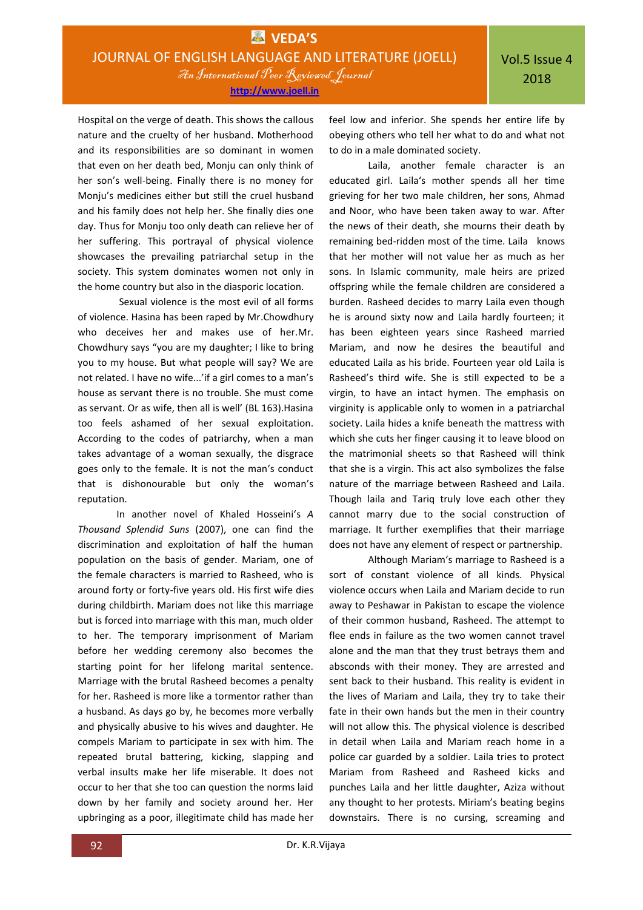Hospital on the verge of death. This shows the callous nature and the cruelty of her husband. Motherhood and its responsibilities are so dominant in women that even on her death bed, Monju can only think of her son's well-being. Finally there is no money for Monju's medicines either but still the cruel husband and his family does not help her. She finally dies one day. Thus for Monju too only death can relieve her of her suffering. This portrayal of physical violence showcases the prevailing patriarchal setup in the society. This system dominates women not only in the home country but also in the diasporic location.

Sexual violence is the most evil of all forms of violence. Hasina has been raped by Mr.Chowdhury who deceives her and makes use of her.Mr. Chowdhury says "you are my daughter; I like to bring you to my house. But what people will say? We are not related. I have no wife...'if a girl comes to a man's house as servant there is no trouble. She must come as servant. Or as wife, then all is well' (BL 163).Hasina too feels ashamed of her sexual exploitation. According to the codes of patriarchy, when a man takes advantage of a woman sexually, the disgrace goes only to the female. It is not the man's conduct that is dishonourable but only the woman's reputation.

In another novel of Khaled Hosseini's *A Thousand Splendid Suns* (2007), one can find the discrimination and exploitation of half the human population on the basis of gender. Mariam, one of the female characters is married to Rasheed, who is around forty or forty-five years old. His first wife dies during childbirth. Mariam does not like this marriage but is forced into marriage with this man, much older to her. The temporary imprisonment of Mariam before her wedding ceremony also becomes the starting point for her lifelong marital sentence. Marriage with the brutal Rasheed becomes a penalty for her. Rasheed is more like a tormentor rather than a husband. As days go by, he becomes more verbally and physically abusive to his wives and daughter. He compels Mariam to participate in sex with him. The repeated brutal battering, kicking, slapping and verbal insults make her life miserable. It does not occur to her that she too can question the norms laid down by her family and society around her. Her upbringing as a poor, illegitimate child has made her feel low and inferior. She spends her entire life by obeying others who tell her what to do and what not to do in a male dominated society.

Laila, another female character is an educated girl. Laila's mother spends all her time grieving for her two male children, her sons, Ahmad and Noor, who have been taken away to war. After the news of their death, she mourns their death by remaining bed-ridden most of the time. Laila knows that her mother will not value her as much as her sons. In Islamic community, male heirs are prized offspring while the female children are considered a burden. Rasheed decides to marry Laila even though he is around sixty now and Laila hardly fourteen; it has been eighteen years since Rasheed married Mariam, and now he desires the beautiful and educated Laila as his bride. Fourteen year old Laila is Rasheed's third wife. She is still expected to be a virgin, to have an intact hymen. The emphasis on virginity is applicable only to women in a patriarchal society. Laila hides a knife beneath the mattress with which she cuts her finger causing it to leave blood on the matrimonial sheets so that Rasheed will think that she is a virgin. This act also symbolizes the false nature of the marriage between Rasheed and Laila. Though laila and Tariq truly love each other they cannot marry due to the social construction of marriage. It further exemplifies that their marriage does not have any element of respect or partnership.

Although Mariam's marriage to Rasheed is a sort of constant violence of all kinds. Physical violence occurs when Laila and Mariam decide to run away to Peshawar in Pakistan to escape the violence of their common husband, Rasheed. The attempt to flee ends in failure as the two women cannot travel alone and the man that they trust betrays them and absconds with their money. They are arrested and sent back to their husband. This reality is evident in the lives of Mariam and Laila, they try to take their fate in their own hands but the men in their country will not allow this. The physical violence is described in detail when Laila and Mariam reach home in a police car guarded by a soldier. Laila tries to protect Mariam from Rasheed and Rasheed kicks and punches Laila and her little daughter, Aziza without any thought to her protests. Miriam's beating begins downstairs. There is no cursing, screaming and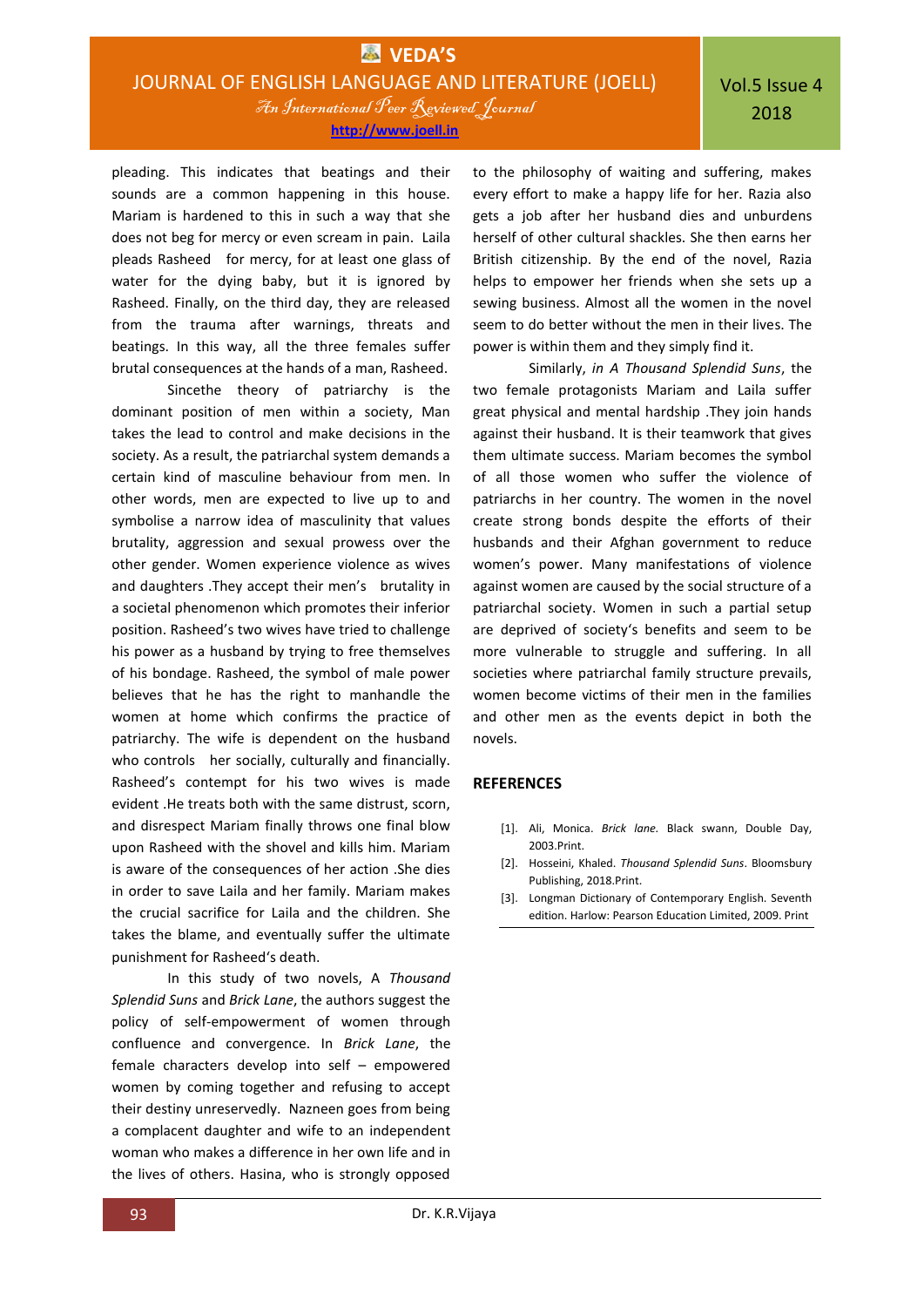pleading. This indicates that beatings and their sounds are a common happening in this house. Mariam is hardened to this in such a way that she does not beg for mercy or even scream in pain. Laila pleads Rasheed for mercy, for at least one glass of water for the dying baby, but it is ignored by Rasheed. Finally, on the third day, they are released from the trauma after warnings, threats and beatings. In this way, all the three females suffer brutal consequences at the hands of a man, Rasheed.

Sincethe theory of patriarchy is the dominant position of men within a society, Man takes the lead to control and make decisions in the society. As a result, the patriarchal system demands a certain kind of masculine behaviour from men. In other words, men are expected to live up to and symbolise a narrow idea of masculinity that values brutality, aggression and sexual prowess over the other gender. Women experience violence as wives and daughters .They accept their men's brutality in a societal phenomenon which promotes their inferior position. Rasheed's two wives have tried to challenge his power as a husband by trying to free themselves of his bondage. Rasheed, the symbol of male power believes that he has the right to manhandle the women at home which confirms the practice of patriarchy. The wife is dependent on the husband who controls her socially, culturally and financially. Rasheed's contempt for his two wives is made evident .He treats both with the same distrust, scorn, and disrespect Mariam finally throws one final blow upon Rasheed with the shovel and kills him. Mariam is aware of the consequences of her action .She dies in order to save Laila and her family. Mariam makes the crucial sacrifice for Laila and the children. She takes the blame, and eventually suffer the ultimate punishment for Rasheed's death.

In this study of two novels, A *Thousand Splendid Suns* and *Brick Lane*, the authors suggest the policy of self-empowerment of women through confluence and convergence. In *Brick Lane*, the female characters develop into self – empowered women by coming together and refusing to accept their destiny unreservedly. Nazneen goes from being a complacent daughter and wife to an independent woman who makes a difference in her own life and in the lives of others. Hasina, who is strongly opposed to the philosophy of waiting and suffering, makes every effort to make a happy life for her. Razia also gets a job after her husband dies and unburdens herself of other cultural shackles. She then earns her British citizenship. By the end of the novel, Razia helps to empower her friends when she sets up a sewing business. Almost all the women in the novel seem to do better without the men in their lives. The power is within them and they simply find it.

Similarly, *in A Thousand Splendid Suns*, the two female protagonists Mariam and Laila suffer great physical and mental hardship .They join hands against their husband. It is their teamwork that gives them ultimate success. Mariam becomes the symbol of all those women who suffer the violence of patriarchs in her country. The women in the novel create strong bonds despite the efforts of their husbands and their Afghan government to reduce women's power. Many manifestations of violence against women are caused by the social structure of a patriarchal society. Women in such a partial setup are deprived of society's benefits and seem to be more vulnerable to struggle and suffering. In all societies where patriarchal family structure prevails, women become victims of their men in the families and other men as the events depict in both the novels.

## REFERENCES

[1]. Ali, Monica. *Brick lane.* Black swann, Double Day, 2003.Print.

[2]. Hosseini, Khaled. *Thousand Splendid Suns*. Bloomsbury Publishing, 2018.Print.

[3]. Longman Dictionary of Contemporary English. Seventh edition. Harlow: Pearson Education Limited, 2009. Print